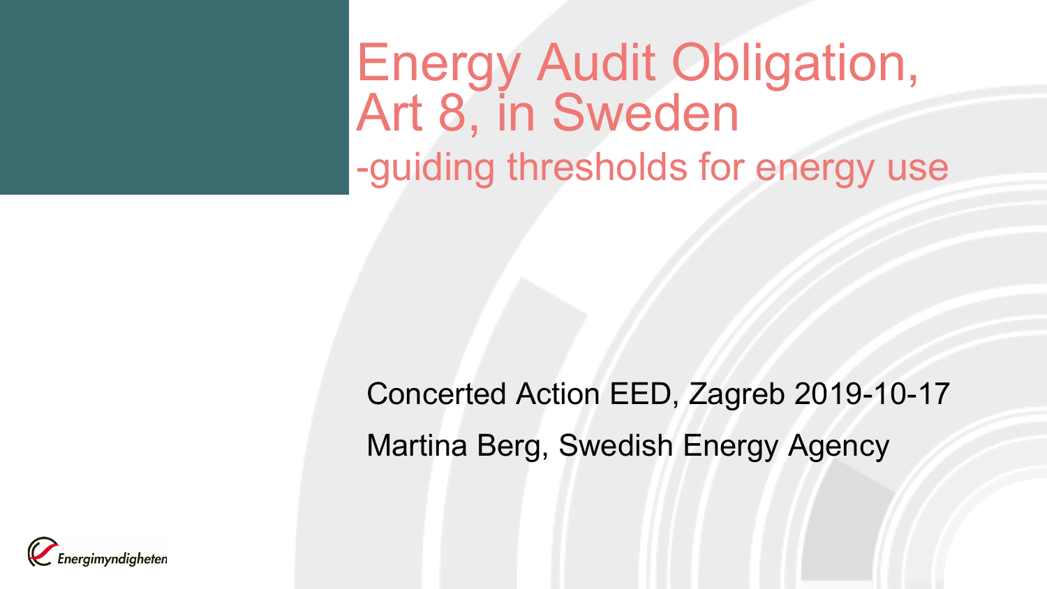# Energy Audit Obligation, Art 8, in Sweden

## -guiding thresholds for energy use

Concerted Action EED, Zagreb 2019-10-17

Martina Berg, Swedish Energy Agency

Energimyndigheten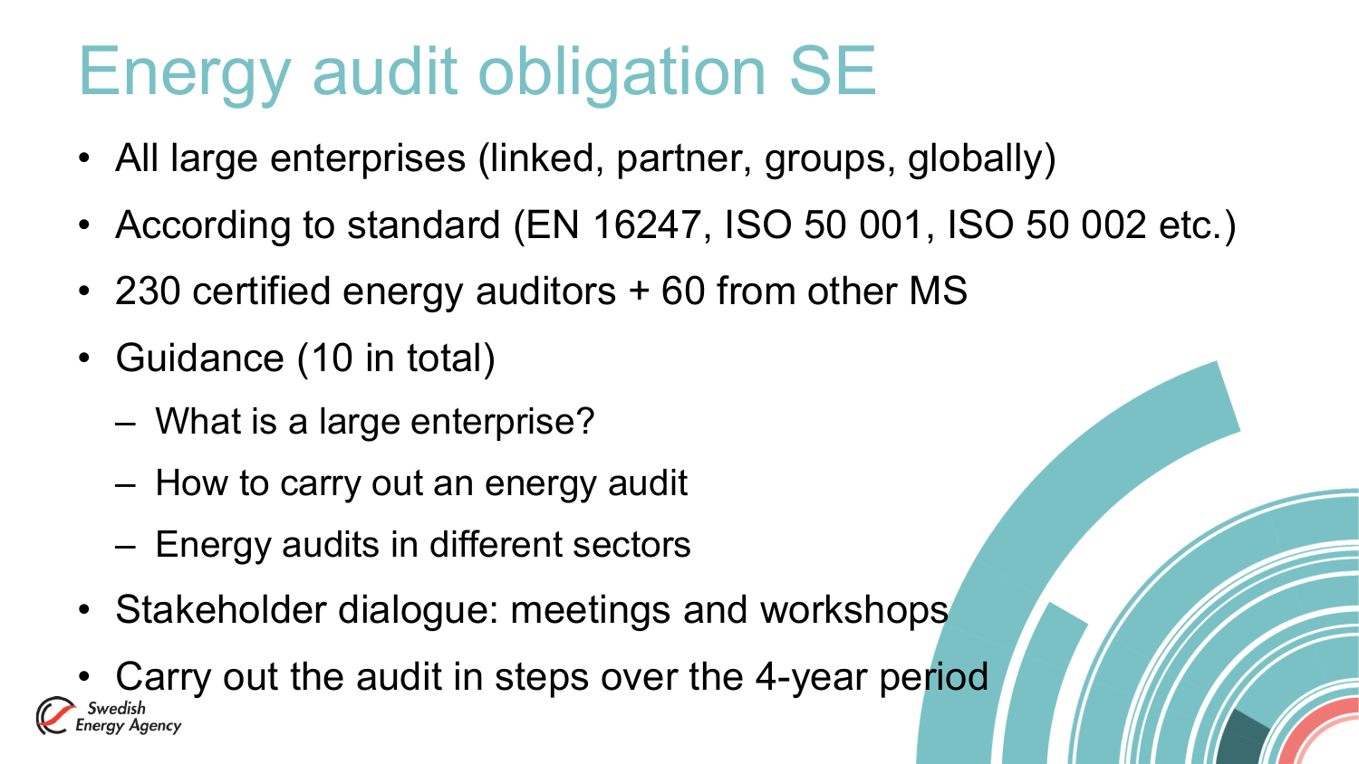# Energy audit obligation SE

- All large enterprises (linked, partner, groups, globally)
- According to standard (EN 16247, ISO 50 001, ISO 50 002 etc.)
- 230 certified energy auditors + 60 from other MS
- Guidance (10 in total)
  - What is a large enterprise?
  - How to carry out an energy audit
  - Energy audits in different sectors
- Stakeholder dialogue: meetings and workshops
- Carry out the audit in steps over the 4-year period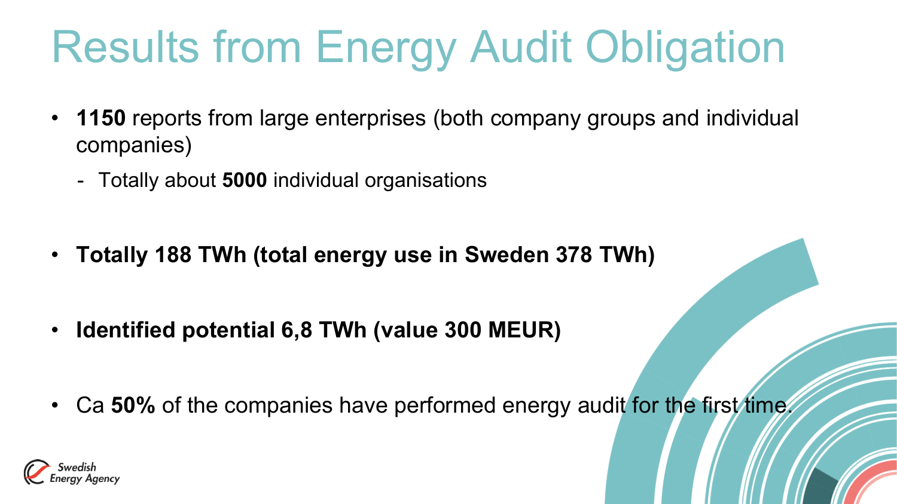# Results from Energy Audit Obligation

- **1150** reports from large enterprises (both company groups and individual companies)
  - Totally about **5000** individual organisations

- **Totally 188 TWh (total energy use in Sweden 378 TWh)**

- **Identified potential 6,8 TWh (value 300 MEUR)**

- Ca **50%** of the companies have performed energy audit for the first time.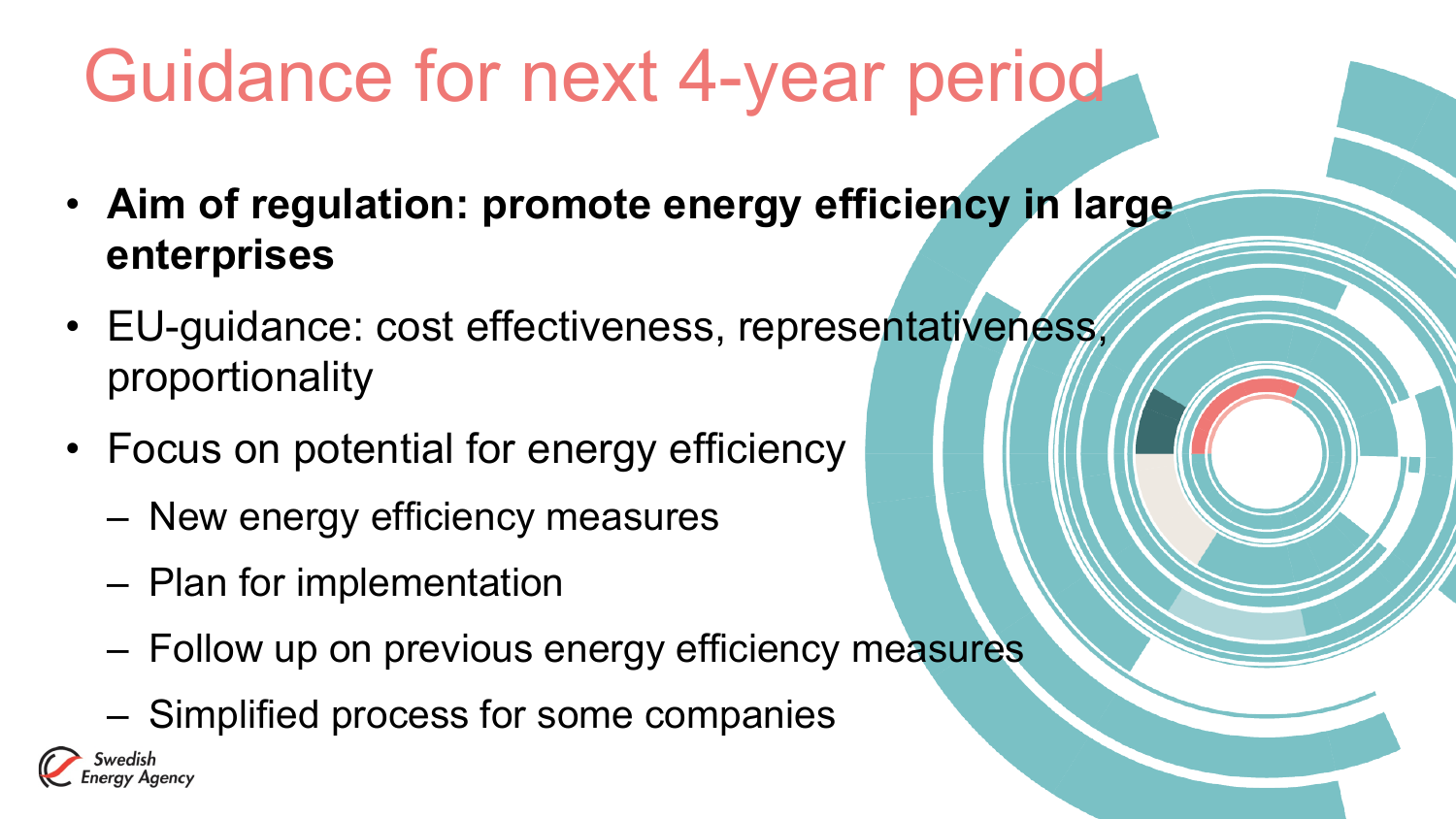# Guidance for next 4-year period

- **Aim of regulation: promote energy efficiency in large enterprises**
- EU-guidance: cost effectiveness, representativeness, proportionality
- Focus on potential for energy efficiency
  - New energy efficiency measures
  - Plan for implementation
  - Follow up on previous energy efficiency measures
  - Simplified process for some companies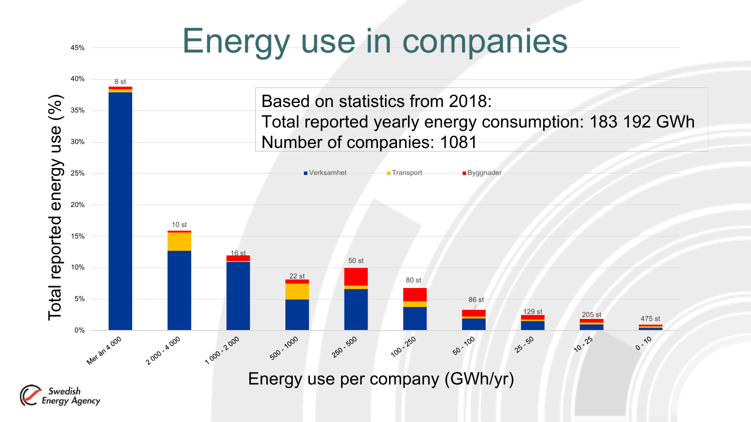# Energy use in companies

Based on statistics from 2018:
Total reported yearly energy consumption: 183 192 GWh
Number of companies: 1081

Verksamhet
Transport
Byggnader

Total reported energy use (%)

45%
40%
35%
30%
25%
20%
15%
10%
5%
0%

8 st
10 st
16 st
22 st
50 st
80 st
86 st
129 st
205 st
475 st

Mer än 4 000
2 000 - 4 000
1 000 - 2 000
500 - 1000
250 - 500
100 - 250
50 - 100
25 - 50
10 - 25
0 - 10

Energy use per company (GWh/yr)

Swedish Energy Agency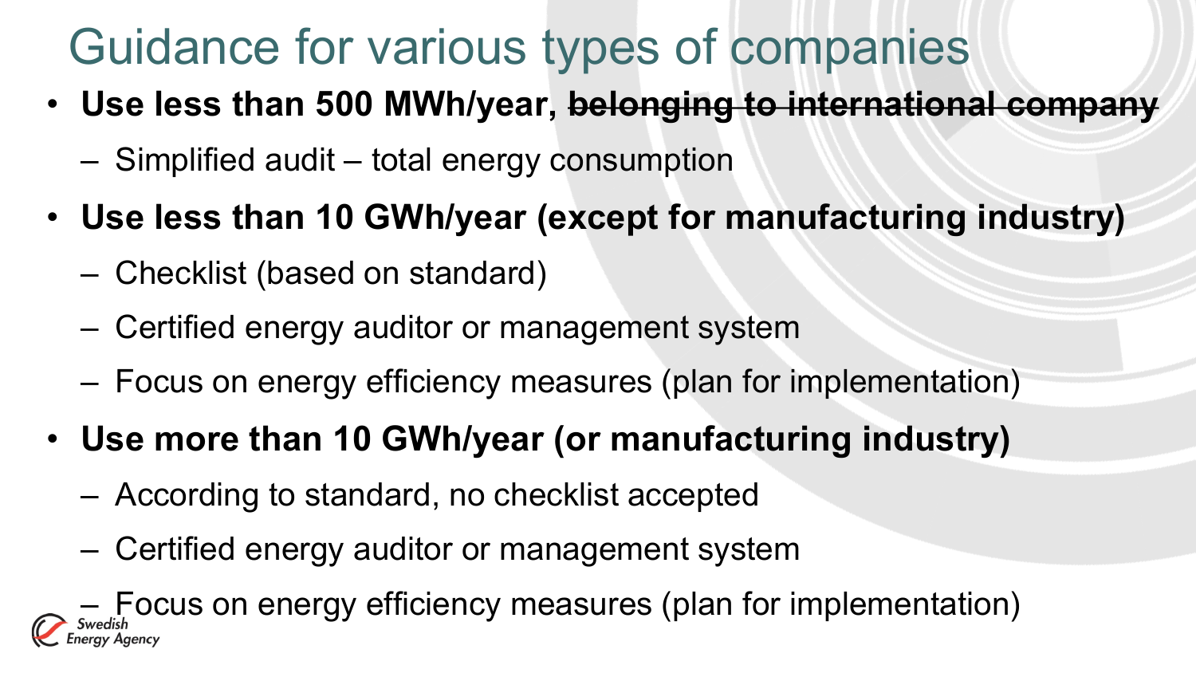# Guidance for various types of companies

- **Use less than 500 MWh/year, ~~belonging to international company~~**
  - Simplified audit – total energy consumption
- **Use less than 10 GWh/year (except for manufacturing industry)**
  - Checklist (based on standard)
  - Certified energy auditor or management system
  - Focus on energy efficiency measures (plan for implementation)
- **Use more than 10 GWh/year (or manufacturing industry)**
  - According to standard, no checklist accepted
  - Certified energy auditor or management system
  - Focus on energy efficiency measures (plan for implementation)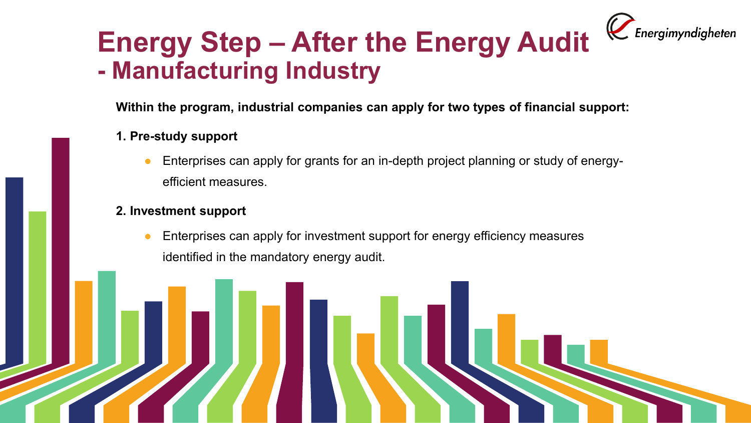# Energy Step – After the Energy Audit
## - Manufacturing Industry

Energimyndigheten

**Within the program, industrial companies can apply for two types of financial support:**

**1. Pre-study support**

- Enterprises can apply for grants for an in-depth project planning or study of energy-efficient measures.

**2. Investment support**

- Enterprises can apply for investment support for energy efficiency measures identified in the mandatory energy audit.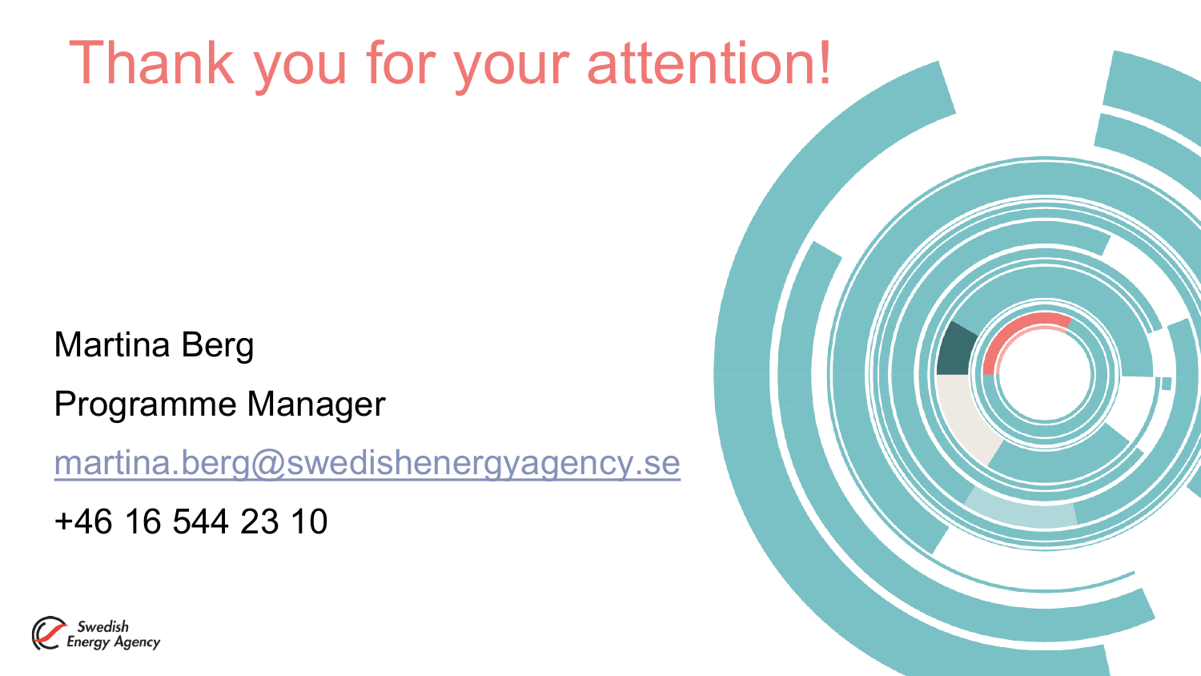# Thank you for your attention!

Martina Berg

Programme Manager

martina.berg@swedishenergyagency.se

+46 16 544 23 10

Swedish Energy Agency